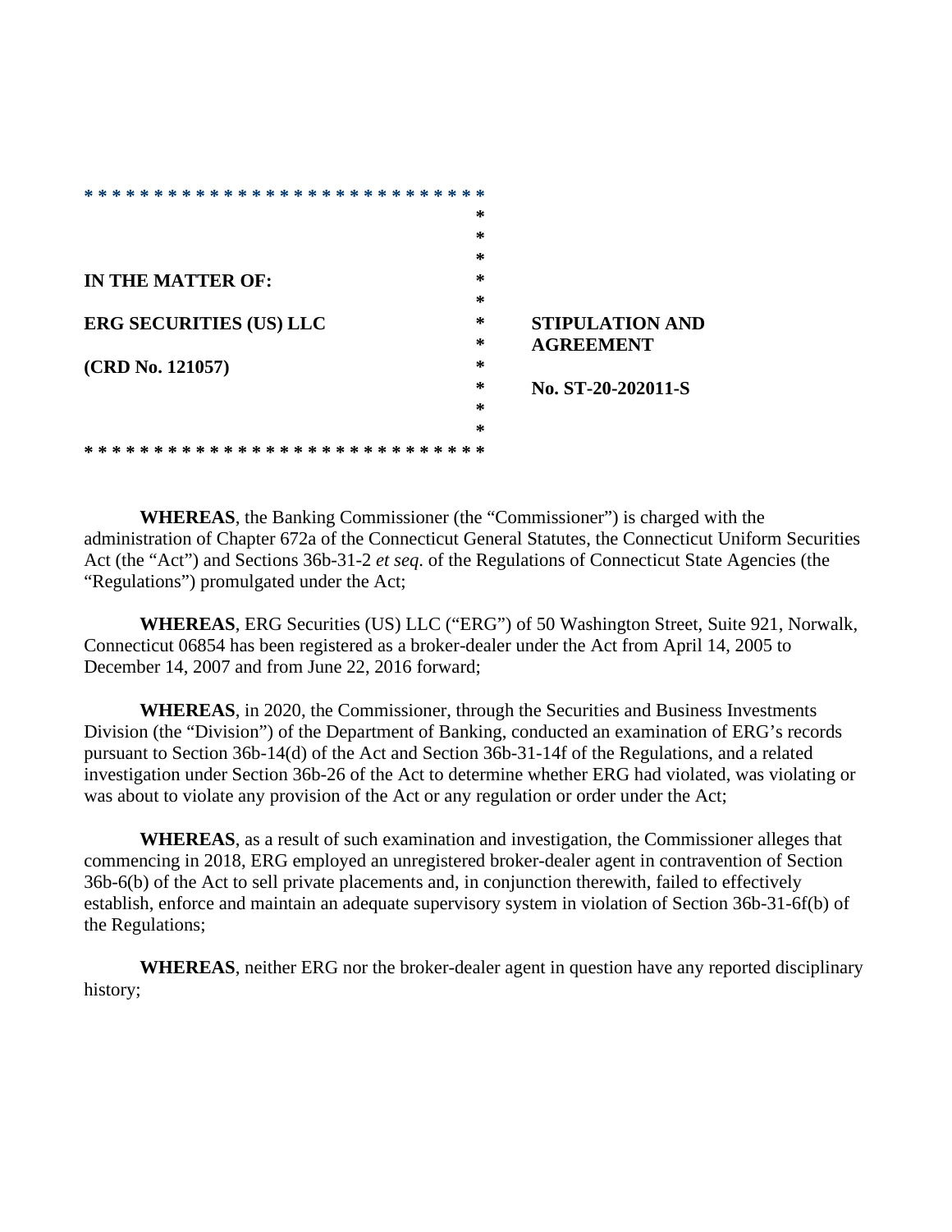| | |
|---|---|
| **IN THE MATTER OF:** | |
| **ERG SECURITIES (US) LLC** | **STIPULATION AND AGREEMENT** |
| **(CRD No. 121057)** | **No. ST-20-202011-S** |

**WHEREAS**, the Banking Commissioner (the "Commissioner") is charged with the administration of Chapter 672a of the Connecticut General Statutes, the Connecticut Uniform Securities Act (the "Act") and Sections 36b-31-2 *et seq.* of the Regulations of Connecticut State Agencies (the "Regulations") promulgated under the Act;

**WHEREAS**, ERG Securities (US) LLC ("ERG") of 50 Washington Street, Suite 921, Norwalk, Connecticut 06854 has been registered as a broker-dealer under the Act from April 14, 2005 to December 14, 2007 and from June 22, 2016 forward;

**WHEREAS**, in 2020, the Commissioner, through the Securities and Business Investments Division (the "Division") of the Department of Banking, conducted an examination of ERG's records pursuant to Section 36b-14(d) of the Act and Section 36b-31-14f of the Regulations, and a related investigation under Section 36b-26 of the Act to determine whether ERG had violated, was violating or was about to violate any provision of the Act or any regulation or order under the Act;

**WHEREAS**, as a result of such examination and investigation, the Commissioner alleges that commencing in 2018, ERG employed an unregistered broker-dealer agent in contravention of Section 36b-6(b) of the Act to sell private placements and, in conjunction therewith, failed to effectively establish, enforce and maintain an adequate supervisory system in violation of Section 36b-31-6f(b) of the Regulations;

**WHEREAS**, neither ERG nor the broker-dealer agent in question have any reported disciplinary history;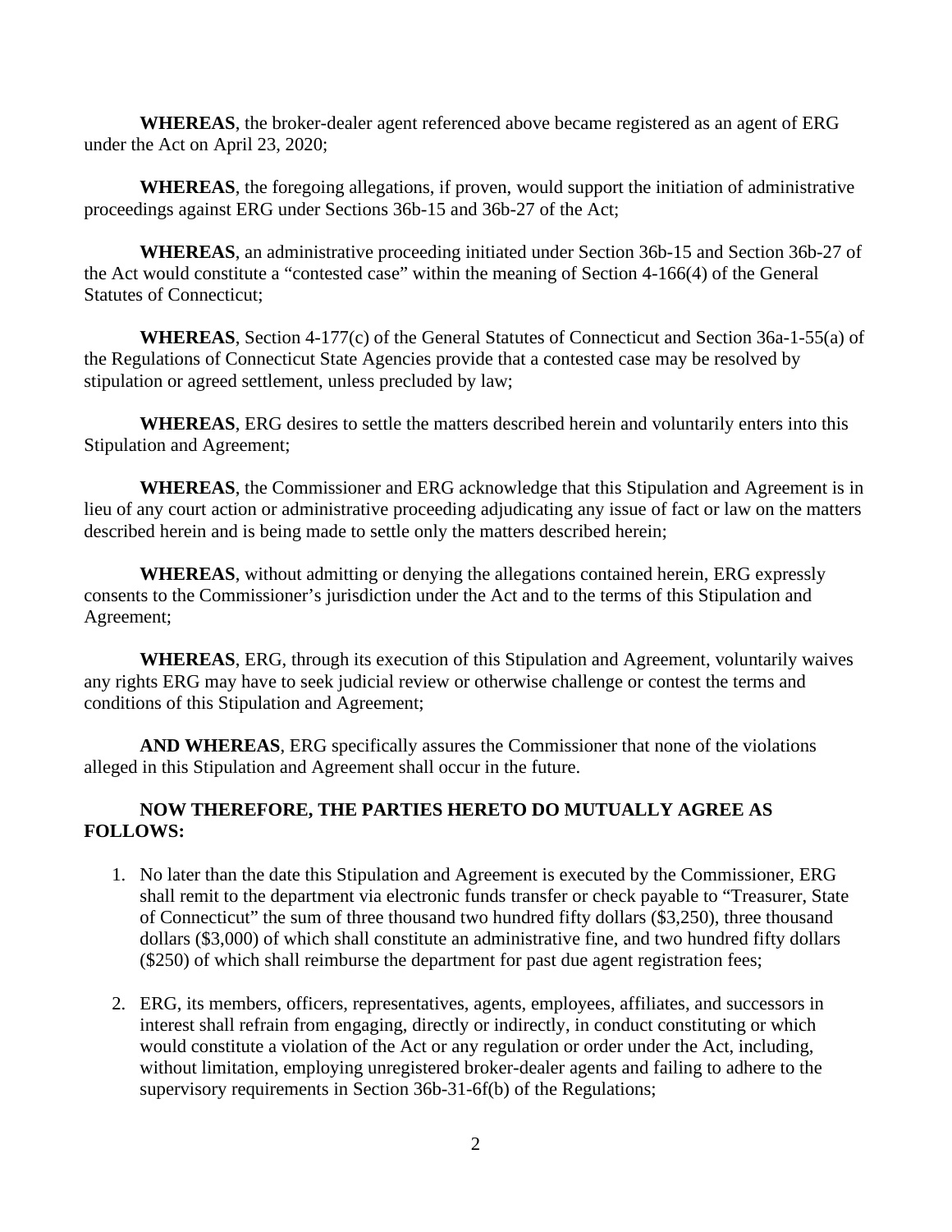**WHEREAS**, the broker-dealer agent referenced above became registered as an agent of ERG under the Act on April 23, 2020;

**WHEREAS**, the foregoing allegations, if proven, would support the initiation of administrative proceedings against ERG under Sections 36b-15 and 36b-27 of the Act;

**WHEREAS**, an administrative proceeding initiated under Section 36b-15 and Section 36b-27 of the Act would constitute a "contested case" within the meaning of Section 4-166(4) of the General Statutes of Connecticut;

**WHEREAS**, Section 4-177(c) of the General Statutes of Connecticut and Section 36a-1-55(a) of the Regulations of Connecticut State Agencies provide that a contested case may be resolved by stipulation or agreed settlement, unless precluded by law;

**WHEREAS**, ERG desires to settle the matters described herein and voluntarily enters into this Stipulation and Agreement;

**WHEREAS**, the Commissioner and ERG acknowledge that this Stipulation and Agreement is in lieu of any court action or administrative proceeding adjudicating any issue of fact or law on the matters described herein and is being made to settle only the matters described herein;

**WHEREAS**, without admitting or denying the allegations contained herein, ERG expressly consents to the Commissioner's jurisdiction under the Act and to the terms of this Stipulation and Agreement;

**WHEREAS**, ERG, through its execution of this Stipulation and Agreement, voluntarily waives any rights ERG may have to seek judicial review or otherwise challenge or contest the terms and conditions of this Stipulation and Agreement;

**AND WHEREAS**, ERG specifically assures the Commissioner that none of the violations alleged in this Stipulation and Agreement shall occur in the future.

**NOW THEREFORE, THE PARTIES HERETO DO MUTUALLY AGREE AS FOLLOWS:**

1. No later than the date this Stipulation and Agreement is executed by the Commissioner, ERG shall remit to the department via electronic funds transfer or check payable to "Treasurer, State of Connecticut" the sum of three thousand two hundred fifty dollars ($3,250), three thousand dollars ($3,000) of which shall constitute an administrative fine, and two hundred fifty dollars ($250) of which shall reimburse the department for past due agent registration fees;

2. ERG, its members, officers, representatives, agents, employees, affiliates, and successors in interest shall refrain from engaging, directly or indirectly, in conduct constituting or which would constitute a violation of the Act or any regulation or order under the Act, including, without limitation, employing unregistered broker-dealer agents and failing to adhere to the supervisory requirements in Section 36b-31-6f(b) of the Regulations;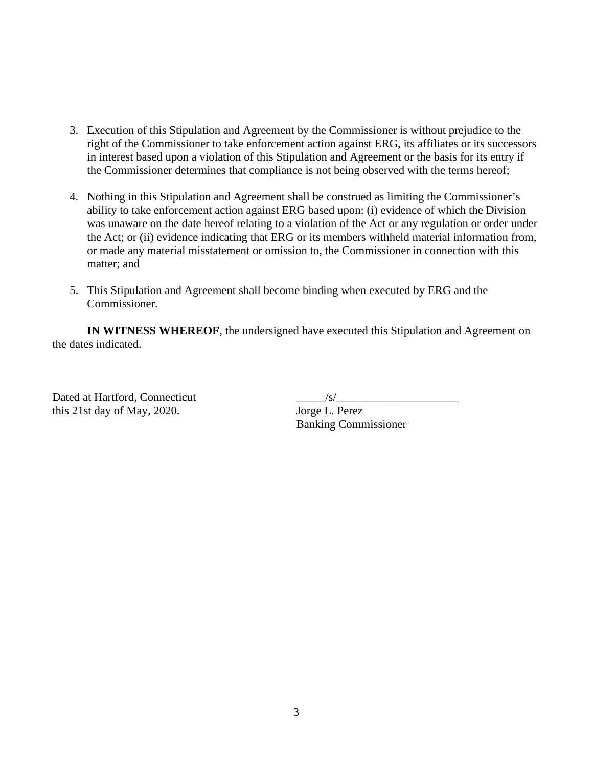3. Execution of this Stipulation and Agreement by the Commissioner is without prejudice to the right of the Commissioner to take enforcement action against ERG, its affiliates or its successors in interest based upon a violation of this Stipulation and Agreement or the basis for its entry if the Commissioner determines that compliance is not being observed with the terms hereof;

4. Nothing in this Stipulation and Agreement shall be construed as limiting the Commissioner's ability to take enforcement action against ERG based upon: (i) evidence of which the Division was unaware on the date hereof relating to a violation of the Act or any regulation or order under the Act; or (ii) evidence indicating that ERG or its members withheld material information from, or made any material misstatement or omission to, the Commissioner in connection with this matter; and

5. This Stipulation and Agreement shall become binding when executed by ERG and the Commissioner.

**IN WITNESS WHEREOF**, the undersigned have executed this Stipulation and Agreement on the dates indicated.

Dated at Hartford, Connecticut
this 21st day of May, 2020.

_____/s/_____________________
Jorge L. Perez
Banking Commissioner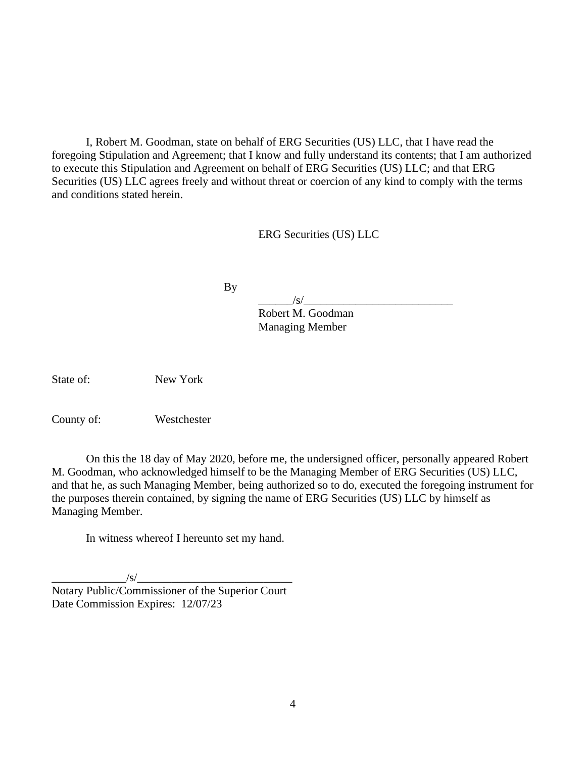I, Robert M. Goodman, state on behalf of ERG Securities (US) LLC, that I have read the foregoing Stipulation and Agreement; that I know and fully understand its contents; that I am authorized to execute this Stipulation and Agreement on behalf of ERG Securities (US) LLC; and that ERG Securities (US) LLC agrees freely and without threat or coercion of any kind to comply with the terms and conditions stated herein.

ERG Securities (US) LLC

By

______/s/___________________________
Robert M. Goodman
Managing Member

State of: New York

County of: Westchester

On this the 18 day of May 2020, before me, the undersigned officer, personally appeared Robert M. Goodman, who acknowledged himself to be the Managing Member of ERG Securities (US) LLC, and that he, as such Managing Member, being authorized so to do, executed the foregoing instrument for the purposes therein contained, by signing the name of ERG Securities (US) LLC by himself as Managing Member.

In witness whereof I hereunto set my hand.

_____________/s/___________________________
Notary Public/Commissioner of the Superior Court
Date Commission Expires: 12/07/23